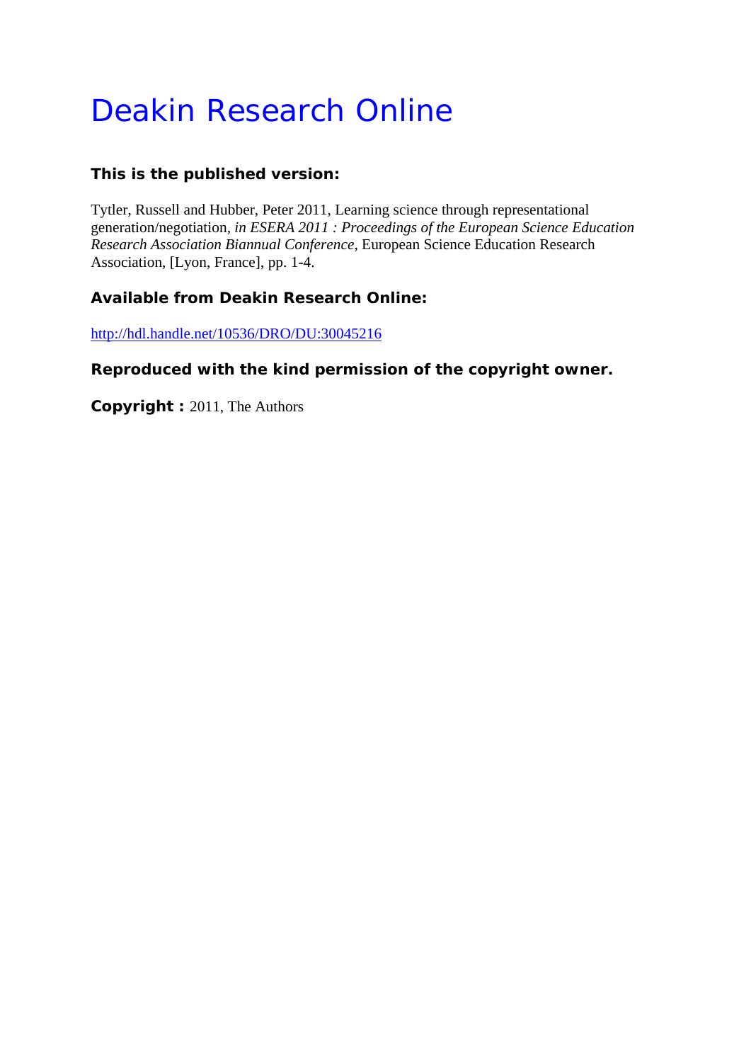# Deakin Research Online

**This is the published version:**

Tytler, Russell and Hubber, Peter 2011, Learning science through representational generation/negotiation, *in ESERA 2011 : Proceedings of the European Science Education Research Association Biannual Conference*, European Science Education Research Association, [Lyon, France], pp. 1-4.

**Available from Deakin Research Online:**

http://hdl.handle.net/10536/DRO/DU:30045216

**Reproduced with the kind permission of the copyright owner.**

**Copyright :** 2011, The Authors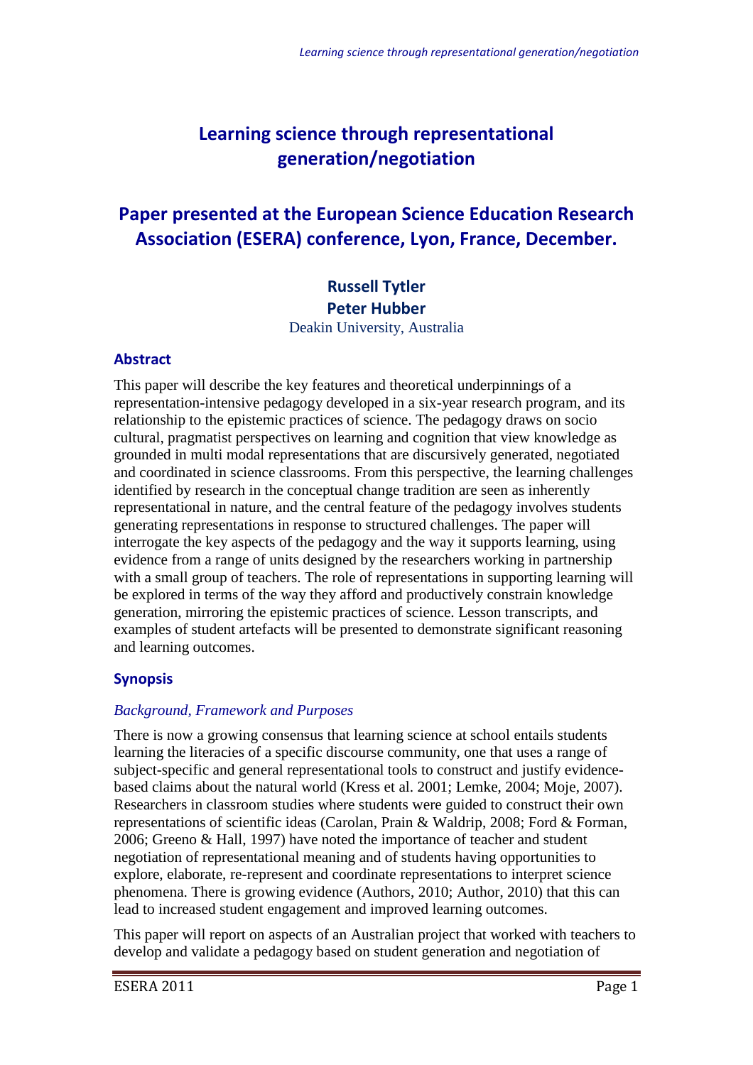# Learning science through representational generation/negotiation

## Paper presented at the European Science Education Research Association (ESERA) conference, Lyon, France, December.

**Russell Tytler**
**Peter Hubber**
Deakin University, Australia

### Abstract

This paper will describe the key features and theoretical underpinnings of a representation-intensive pedagogy developed in a six-year research program, and its relationship to the epistemic practices of science. The pedagogy draws on socio cultural, pragmatist perspectives on learning and cognition that view knowledge as grounded in multi modal representations that are discursively generated, negotiated and coordinated in science classrooms. From this perspective, the learning challenges identified by research in the conceptual change tradition are seen as inherently representational in nature, and the central feature of the pedagogy involves students generating representations in response to structured challenges. The paper will interrogate the key aspects of the pedagogy and the way it supports learning, using evidence from a range of units designed by the researchers working in partnership with a small group of teachers. The role of representations in supporting learning will be explored in terms of the way they afford and productively constrain knowledge generation, mirroring the epistemic practices of science. Lesson transcripts, and examples of student artefacts will be presented to demonstrate significant reasoning and learning outcomes.

### Synopsis

*Background, Framework and Purposes*

There is now a growing consensus that learning science at school entails students learning the literacies of a specific discourse community, one that uses a range of subject-specific and general representational tools to construct and justify evidence-based claims about the natural world (Kress et al. 2001; Lemke, 2004; Moje, 2007). Researchers in classroom studies where students were guided to construct their own representations of scientific ideas (Carolan, Prain & Waldrip, 2008; Ford & Forman, 2006; Greeno & Hall, 1997) have noted the importance of teacher and student negotiation of representational meaning and of students having opportunities to explore, elaborate, re-represent and coordinate representations to interpret science phenomena. There is growing evidence (Authors, 2010; Author, 2010) that this can lead to increased student engagement and improved learning outcomes.

This paper will report on aspects of an Australian project that worked with teachers to develop and validate a pedagogy based on student generation and negotiation of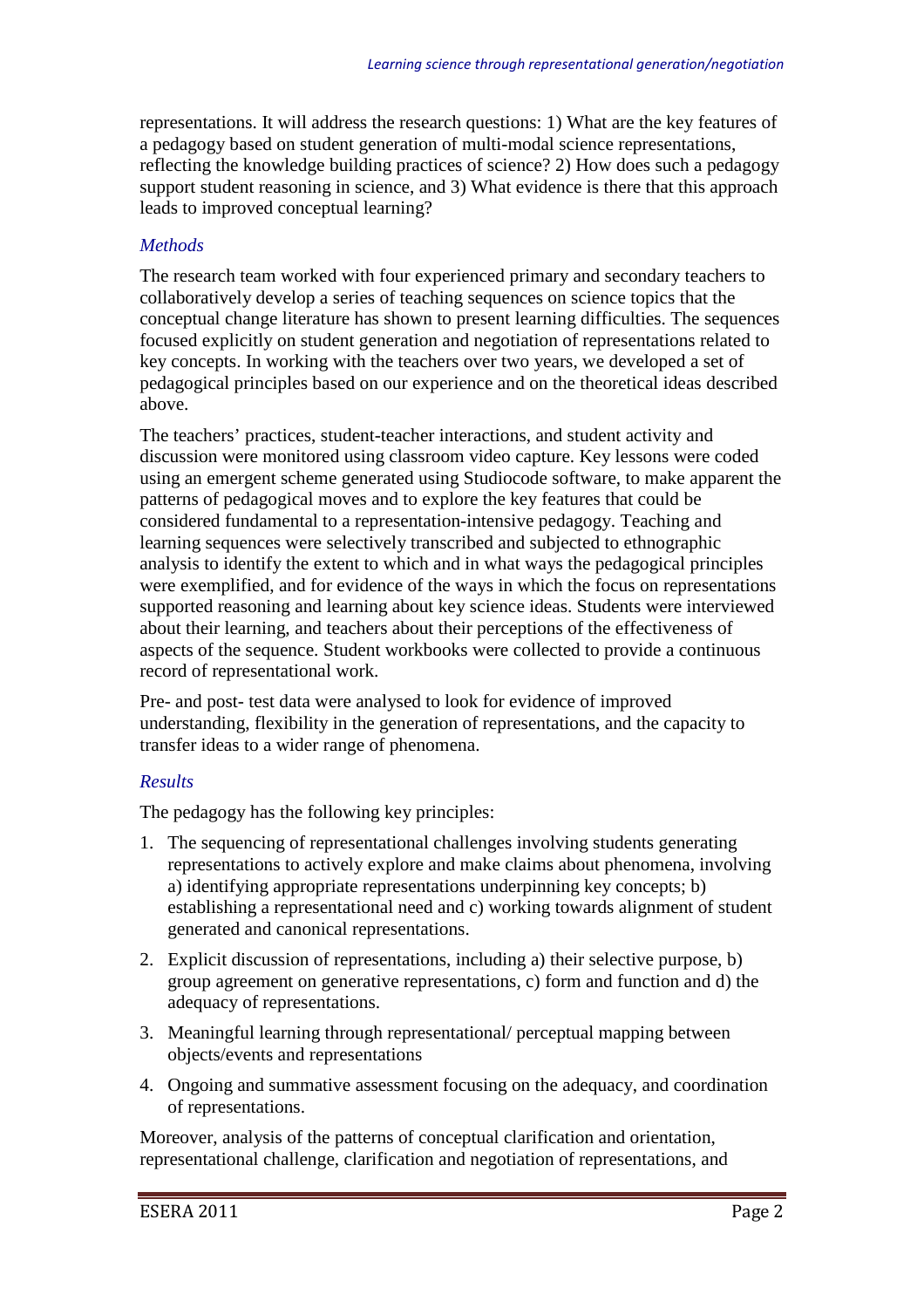representations. It will address the research questions: 1) What are the key features of a pedagogy based on student generation of multi-modal science representations, reflecting the knowledge building practices of science? 2) How does such a pedagogy support student reasoning in science, and 3) What evidence is there that this approach leads to improved conceptual learning?

### *Methods*

The research team worked with four experienced primary and secondary teachers to collaboratively develop a series of teaching sequences on science topics that the conceptual change literature has shown to present learning difficulties. The sequences focused explicitly on student generation and negotiation of representations related to key concepts. In working with the teachers over two years, we developed a set of pedagogical principles based on our experience and on the theoretical ideas described above.

The teachers' practices, student-teacher interactions, and student activity and discussion were monitored using classroom video capture. Key lessons were coded using an emergent scheme generated using Studiocode software, to make apparent the patterns of pedagogical moves and to explore the key features that could be considered fundamental to a representation-intensive pedagogy. Teaching and learning sequences were selectively transcribed and subjected to ethnographic analysis to identify the extent to which and in what ways the pedagogical principles were exemplified, and for evidence of the ways in which the focus on representations supported reasoning and learning about key science ideas. Students were interviewed about their learning, and teachers about their perceptions of the effectiveness of aspects of the sequence. Student workbooks were collected to provide a continuous record of representational work.

Pre- and post- test data were analysed to look for evidence of improved understanding, flexibility in the generation of representations, and the capacity to transfer ideas to a wider range of phenomena.

### *Results*

The pedagogy has the following key principles:

1. The sequencing of representational challenges involving students generating representations to actively explore and make claims about phenomena, involving a) identifying appropriate representations underpinning key concepts; b) establishing a representational need and c) working towards alignment of student generated and canonical representations.
2. Explicit discussion of representations, including a) their selective purpose, b) group agreement on generative representations, c) form and function and d) the adequacy of representations.
3. Meaningful learning through representational/ perceptual mapping between objects/events and representations
4. Ongoing and summative assessment focusing on the adequacy, and coordination of representations.

Moreover, analysis of the patterns of conceptual clarification and orientation, representational challenge, clarification and negotiation of representations, and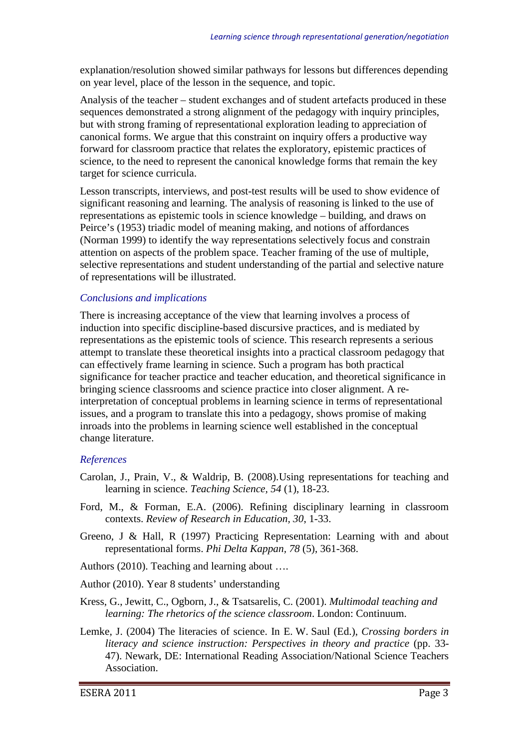explanation/resolution showed similar pathways for lessons but differences depending on year level, place of the lesson in the sequence, and topic.

Analysis of the teacher – student exchanges and of student artefacts produced in these sequences demonstrated a strong alignment of the pedagogy with inquiry principles, but with strong framing of representational exploration leading to appreciation of canonical forms. We argue that this constraint on inquiry offers a productive way forward for classroom practice that relates the exploratory, epistemic practices of science, to the need to represent the canonical knowledge forms that remain the key target for science curricula.

Lesson transcripts, interviews, and post-test results will be used to show evidence of significant reasoning and learning. The analysis of reasoning is linked to the use of representations as epistemic tools in science knowledge – building, and draws on Peirce's (1953) triadic model of meaning making, and notions of affordances (Norman 1999) to identify the way representations selectively focus and constrain attention on aspects of the problem space. Teacher framing of the use of multiple, selective representations and student understanding of the partial and selective nature of representations will be illustrated.

### *Conclusions and implications*

There is increasing acceptance of the view that learning involves a process of induction into specific discipline-based discursive practices, and is mediated by representations as the epistemic tools of science. This research represents a serious attempt to translate these theoretical insights into a practical classroom pedagogy that can effectively frame learning in science. Such a program has both practical significance for teacher practice and teacher education, and theoretical significance in bringing science classrooms and science practice into closer alignment. A re-interpretation of conceptual problems in learning science in terms of representational issues, and a program to translate this into a pedagogy, shows promise of making inroads into the problems in learning science well established in the conceptual change literature.

### *References*

Carolan, J., Prain, V., & Waldrip, B. (2008).Using representations for teaching and learning in science. *Teaching Science, 54* (1), 18-23.

Ford, M., & Forman, E.A. (2006). Refining disciplinary learning in classroom contexts. *Review of Research in Education, 30*, 1-33.

Greeno, J & Hall, R (1997) Practicing Representation: Learning with and about representational forms. *Phi Delta Kappan, 78* (5), 361-368.

Authors (2010). Teaching and learning about ….

Author (2010). Year 8 students' understanding

Kress, G., Jewitt, C., Ogborn, J., & Tsatsarelis, C. (2001). *Multimodal teaching and learning: The rhetorics of the science classroom*. London: Continuum.

Lemke, J. (2004) The literacies of science. In E. W. Saul (Ed.), *Crossing borders in literacy and science instruction: Perspectives in theory and practice* (pp. 33-47). Newark, DE: International Reading Association/National Science Teachers Association.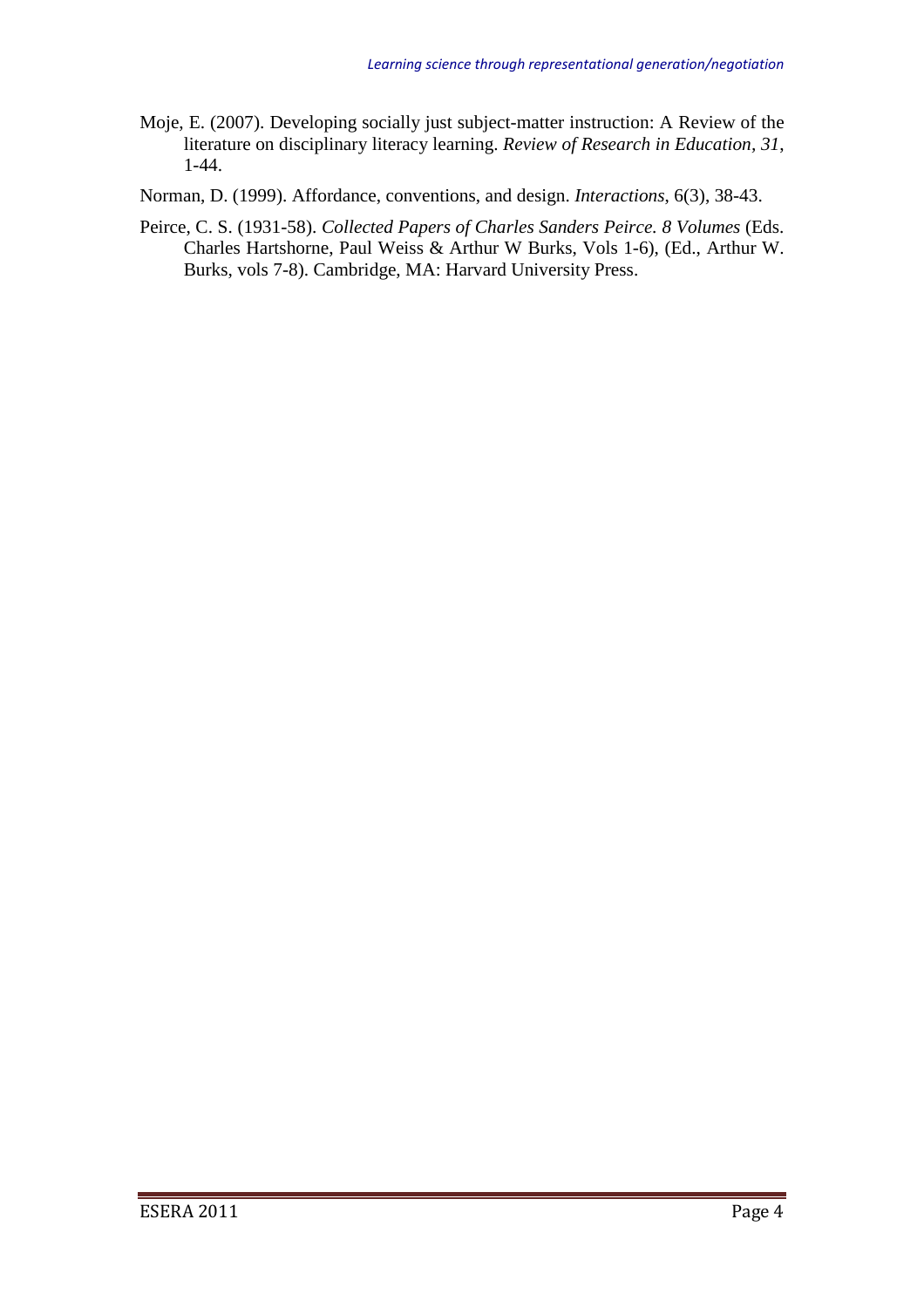Moje, E. (2007). Developing socially just subject-matter instruction: A Review of the literature on disciplinary literacy learning. *Review of Research in Education, 31*, 1-44.

Norman, D. (1999). Affordance, conventions, and design. *Interactions*, 6(3), 38-43.

Peirce, C. S. (1931-58). *Collected Papers of Charles Sanders Peirce. 8 Volumes* (Eds. Charles Hartshorne, Paul Weiss & Arthur W Burks, Vols 1-6), (Ed., Arthur W. Burks, vols 7-8). Cambridge, MA: Harvard University Press.